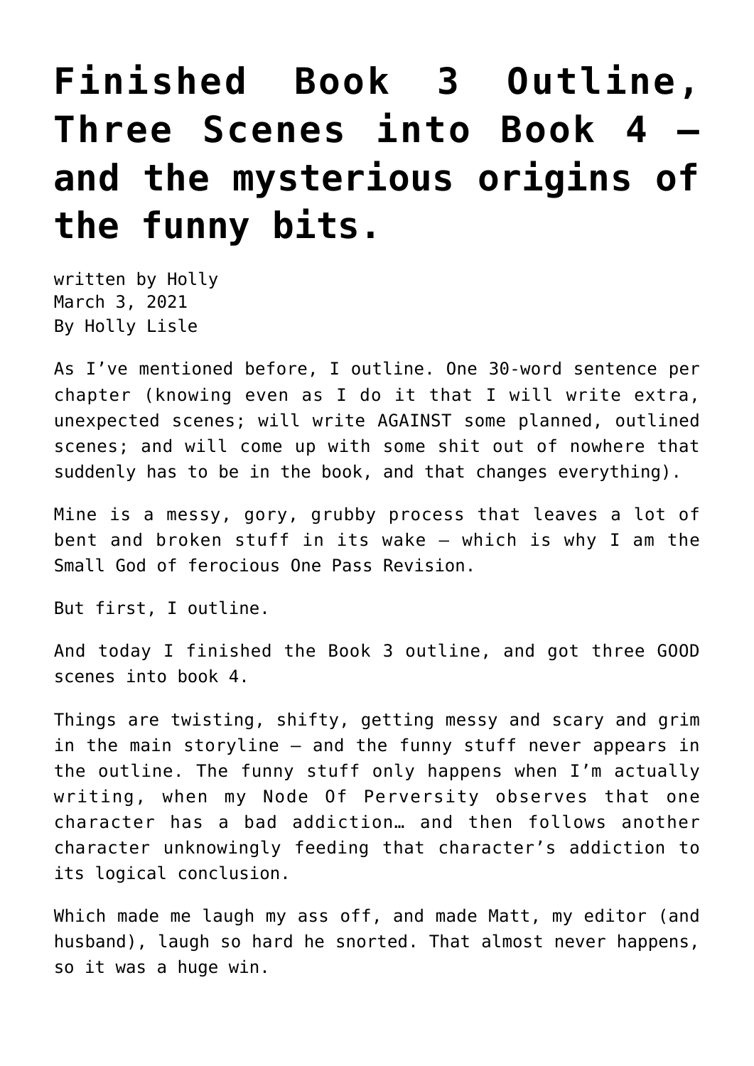# Finished Book 3 Outline, Three Scenes into Book 4 – and the mysterious origins of the funny bits.

written by Holly
March 3, 2021
By Holly Lisle

As I've mentioned before, I outline. One 30-word sentence per chapter (knowing even as I do it that I will write extra, unexpected scenes; will write AGAINST some planned, outlined scenes; and will come up with some shit out of nowhere that suddenly has to be in the book, and that changes everything).

Mine is a messy, gory, grubby process that leaves a lot of bent and broken stuff in its wake – which is why I am the Small God of ferocious One Pass Revision.

But first, I outline.

And today I finished the Book 3 outline, and got three GOOD scenes into book 4.

Things are twisting, shifty, getting messy and scary and grim in the main storyline – and the funny stuff never appears in the outline. The funny stuff only happens when I'm actually writing, when my Node Of Perversity observes that one character has a bad addiction… and then follows another character unknowingly feeding that character's addiction to its logical conclusion.

Which made me laugh my ass off, and made Matt, my editor (and husband), laugh so hard he snorted. That almost never happens, so it was a huge win.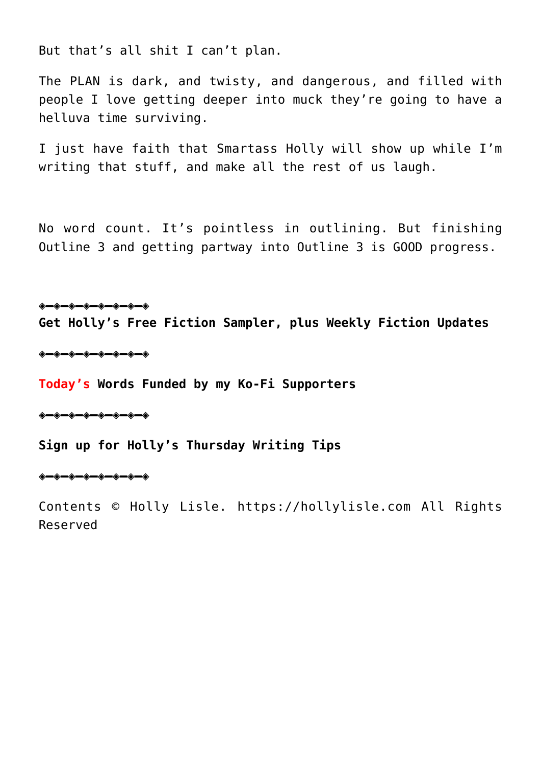But that's all shit I can't plan.

The PLAN is dark, and twisty, and dangerous, and filled with people I love getting deeper into muck they're going to have a helluva time surviving.

I just have faith that Smartass Holly will show up while I'm writing that stuff, and make all the rest of us laugh.

No word count. It's pointless in outlining. But finishing Outline 3 and getting partway into Outline 3 is GOOD progress.

◈━◈━◈━◈━◈━◈━◈━◈

**Get Holly's Free Fiction Sampler, plus Weekly Fiction Updates**

◈━◈━◈━◈━◈━◈━◈━◈

**Today's Words Funded by my Ko-Fi Supporters**

◈━◈━◈━◈━◈━◈━◈━◈

**Sign up for Holly's Thursday Writing Tips**

◈━◈━◈━◈━◈━◈━◈━◈

Contents © Holly Lisle. https://hollylisle.com All Rights Reserved